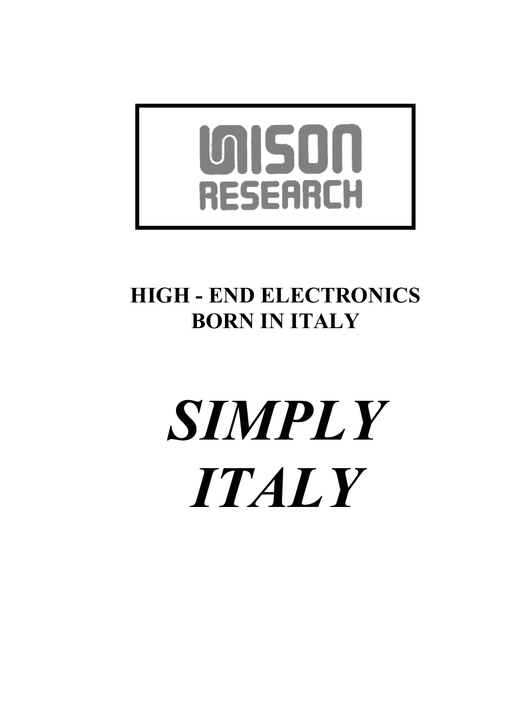# UNISON RESEARCH

## HIGH - END ELECTRONICS BORN IN ITALY

# *SIMPLY ITALY*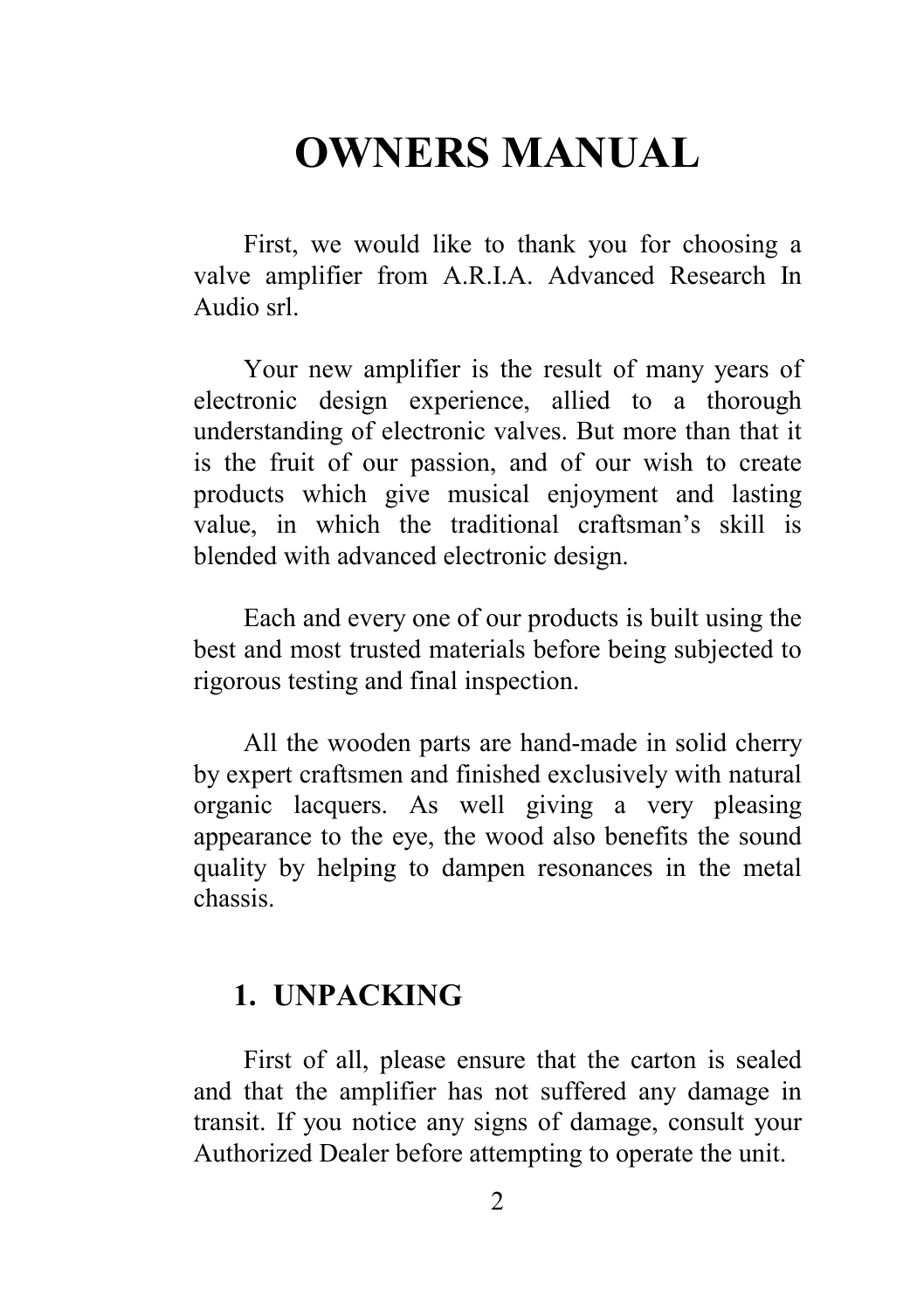# OWNERS MANUAL

First, we would like to thank you for choosing a valve amplifier from A.R.I.A. Advanced Research In Audio srl.

Your new amplifier is the result of many years of electronic design experience, allied to a thorough understanding of electronic valves. But more than that it is the fruit of our passion, and of our wish to create products which give musical enjoyment and lasting value, in which the traditional craftsman's skill is blended with advanced electronic design.

Each and every one of our products is built using the best and most trusted materials before being subjected to rigorous testing and final inspection.

All the wooden parts are hand-made in solid cherry by expert craftsmen and finished exclusively with natural organic lacquers. As well giving a very pleasing appearance to the eye, the wood also benefits the sound quality by helping to dampen resonances in the metal chassis.

## 1. UNPACKING

First of all, please ensure that the carton is sealed and that the amplifier has not suffered any damage in transit. If you notice any signs of damage, consult your Authorized Dealer before attempting to operate the unit.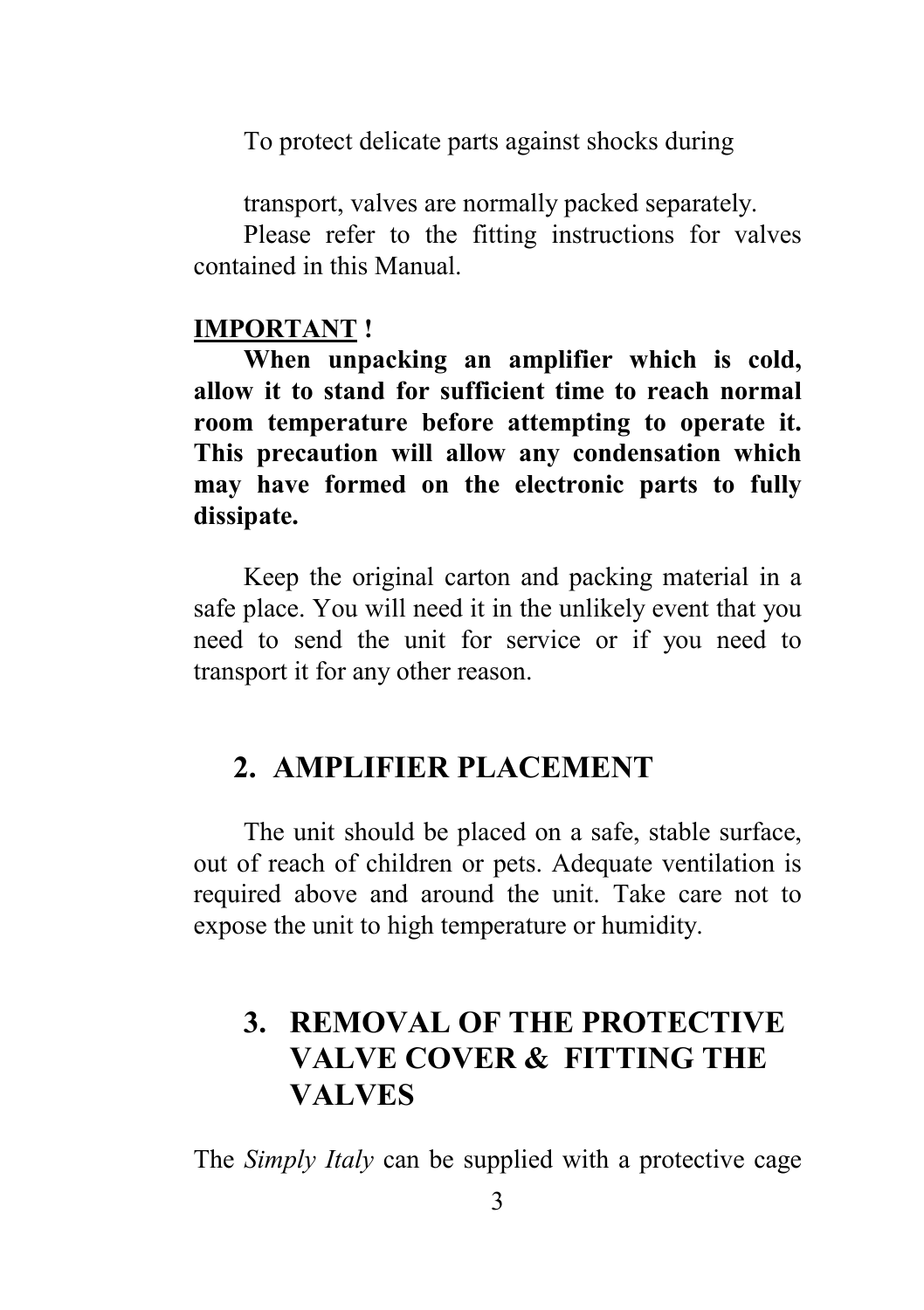To protect delicate parts against shocks during

transport, valves are normally packed separately.
Please refer to the fitting instructions for valves contained in this Manual.

**IMPORTANT !**

**When unpacking an amplifier which is cold, allow it to stand for sufficient time to reach normal room temperature before attempting to operate it. This precaution will allow any condensation which may have formed on the electronic parts to fully dissipate.**

Keep the original carton and packing material in a safe place. You will need it in the unlikely event that you need to send the unit for service or if you need to transport it for any other reason.

## 2. AMPLIFIER PLACEMENT

The unit should be placed on a safe, stable surface, out of reach of children or pets. Adequate ventilation is required above and around the unit. Take care not to expose the unit to high temperature or humidity.

## 3. REMOVAL OF THE PROTECTIVE VALVE COVER & FITTING THE VALVES

The *Simply Italy* can be supplied with a protective cage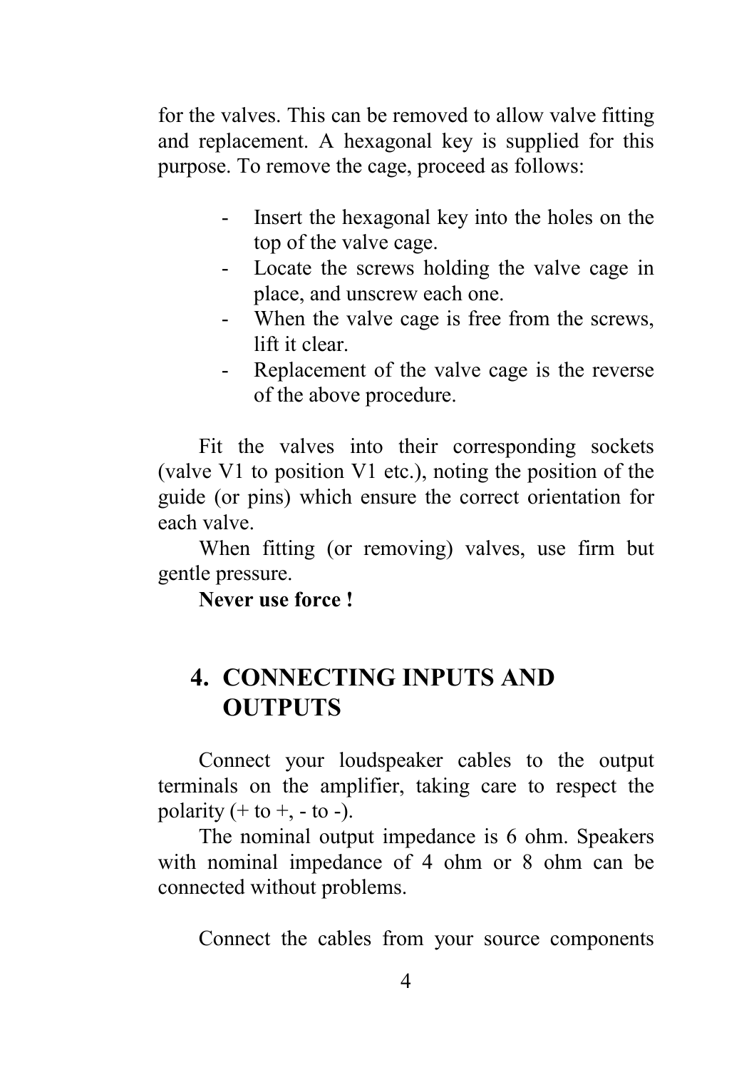for the valves. This can be removed to allow valve fitting and replacement. A hexagonal key is supplied for this purpose. To remove the cage, proceed as follows:

- Insert the hexagonal key into the holes on the top of the valve cage.
- Locate the screws holding the valve cage in place, and unscrew each one.
- When the valve cage is free from the screws, lift it clear.
- Replacement of the valve cage is the reverse of the above procedure.

Fit the valves into their corresponding sockets (valve V1 to position V1 etc.), noting the position of the guide (or pins) which ensure the correct orientation for each valve.

When fitting (or removing) valves, use firm but gentle pressure.

**Never use force !**

## 4. CONNECTING INPUTS AND OUTPUTS

Connect your loudspeaker cables to the output terminals on the amplifier, taking care to respect the polarity (+ to +, - to -).

The nominal output impedance is 6 ohm. Speakers with nominal impedance of 4 ohm or 8 ohm can be connected without problems.

Connect the cables from your source components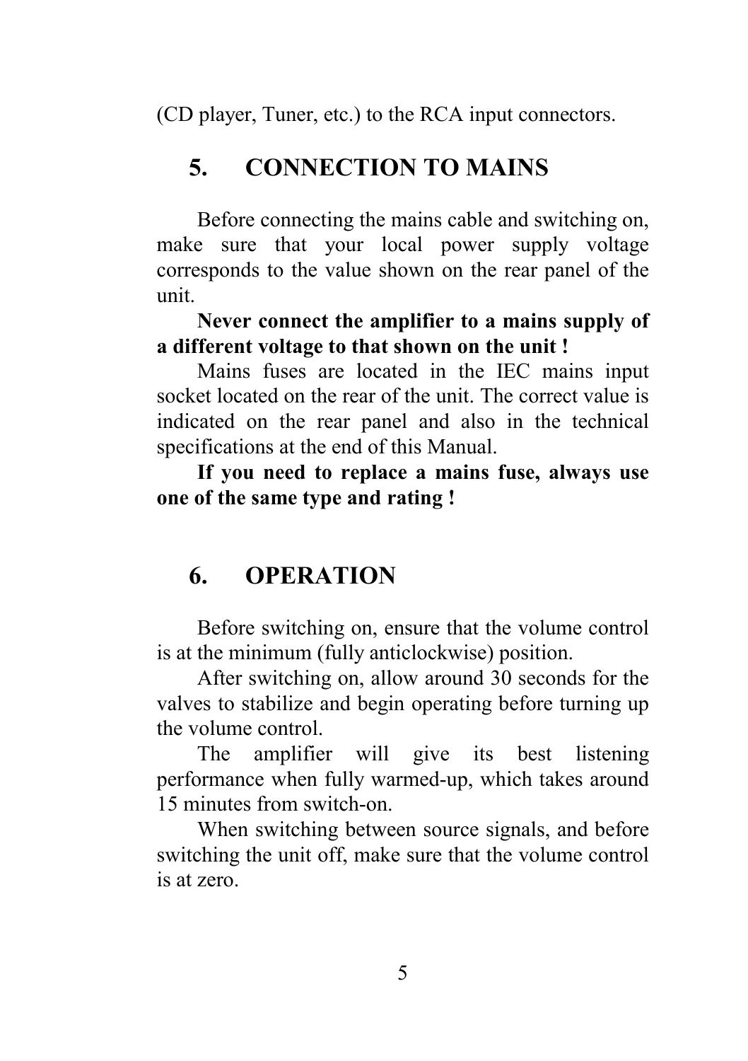(CD player, Tuner, etc.) to the RCA input connectors.

## 5. CONNECTION TO MAINS

Before connecting the mains cable and switching on, make sure that your local power supply voltage corresponds to the value shown on the rear panel of the unit.

**Never connect the amplifier to a mains supply of a different voltage to that shown on the unit !**

Mains fuses are located in the IEC mains input socket located on the rear of the unit. The correct value is indicated on the rear panel and also in the technical specifications at the end of this Manual.

**If you need to replace a mains fuse, always use one of the same type and rating !**

## 6. OPERATION

Before switching on, ensure that the volume control is at the minimum (fully anticlockwise) position.

After switching on, allow around 30 seconds for the valves to stabilize and begin operating before turning up the volume control.

The amplifier will give its best listening performance when fully warmed-up, which takes around 15 minutes from switch-on.

When switching between source signals, and before switching the unit off, make sure that the volume control is at zero.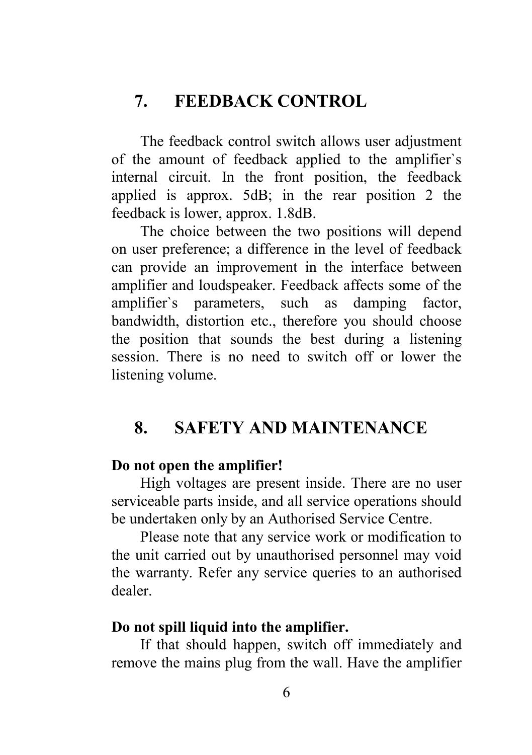## 7. FEEDBACK CONTROL

The feedback control switch allows user adjustment of the amount of feedback applied to the amplifier`s internal circuit. In the front position, the feedback applied is approx. 5dB; in the rear position 2 the feedback is lower, approx. 1.8dB.

The choice between the two positions will depend on user preference; a difference in the level of feedback can provide an improvement in the interface between amplifier and loudspeaker. Feedback affects some of the amplifier`s parameters, such as damping factor, bandwidth, distortion etc., therefore you should choose the position that sounds the best during a listening session. There is no need to switch off or lower the listening volume.

## 8. SAFETY AND MAINTENANCE

**Do not open the amplifier!**

High voltages are present inside. There are no user serviceable parts inside, and all service operations should be undertaken only by an Authorised Service Centre.

Please note that any service work or modification to the unit carried out by unauthorised personnel may void the warranty. Refer any service queries to an authorised dealer.

**Do not spill liquid into the amplifier.**

If that should happen, switch off immediately and remove the mains plug from the wall. Have the amplifier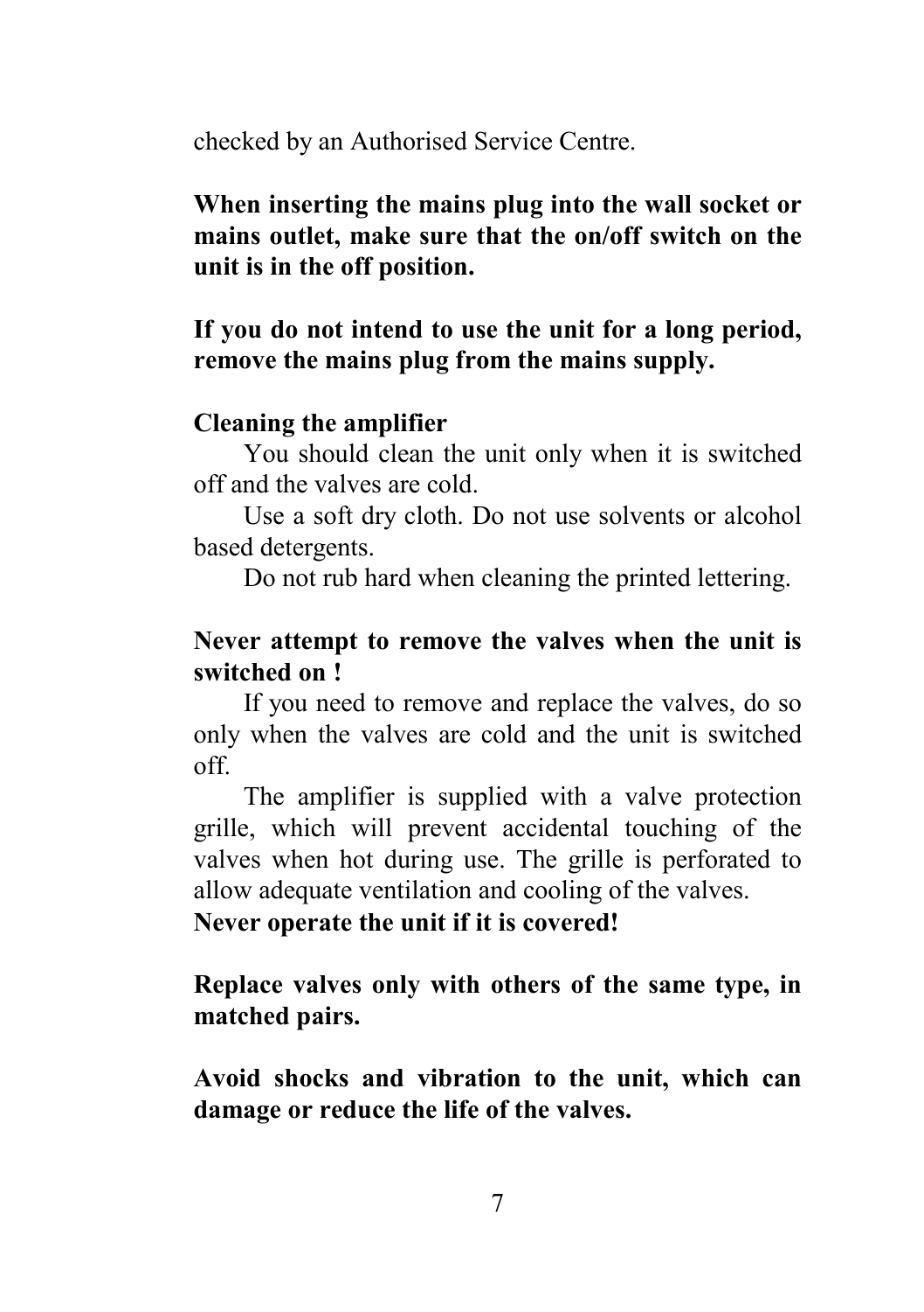checked by an Authorised Service Centre.

**When inserting the mains plug into the wall socket or mains outlet, make sure that the on/off switch on the unit is in the off position.**

**If you do not intend to use the unit for a long period, remove the mains plug from the mains supply.**

**Cleaning the amplifier**

You should clean the unit only when it is switched off and the valves are cold.

Use a soft dry cloth. Do not use solvents or alcohol based detergents.

Do not rub hard when cleaning the printed lettering.

**Never attempt to remove the valves when the unit is switched on !**

If you need to remove and replace the valves, do so only when the valves are cold and the unit is switched off.

The amplifier is supplied with a valve protection grille, which will prevent accidental touching of the valves when hot during use. The grille is perforated to allow adequate ventilation and cooling of the valves.

**Never operate the unit if it is covered!**

**Replace valves only with others of the same type, in matched pairs.**

**Avoid shocks and vibration to the unit, which can damage or reduce the life of the valves.**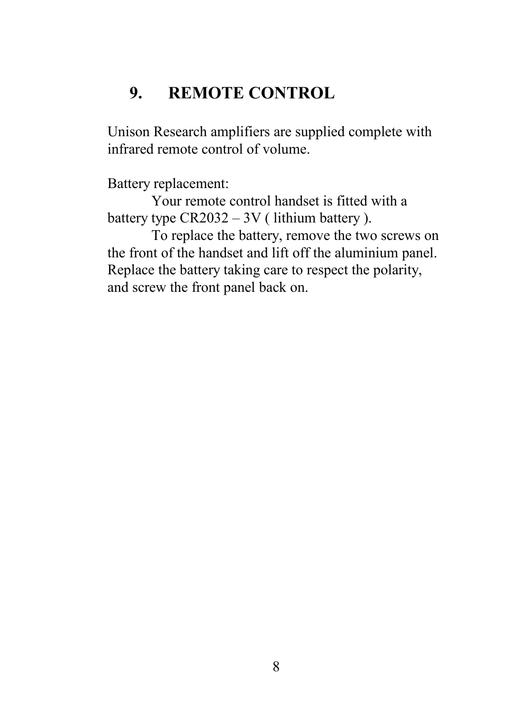## 9. REMOTE CONTROL

Unison Research amplifiers are supplied complete with infrared remote control of volume.

Battery replacement:

Your remote control handset is fitted with a battery type CR2032 – 3V ( lithium battery ).

To replace the battery, remove the two screws on the front of the handset and lift off the aluminium panel. Replace the battery taking care to respect the polarity, and screw the front panel back on.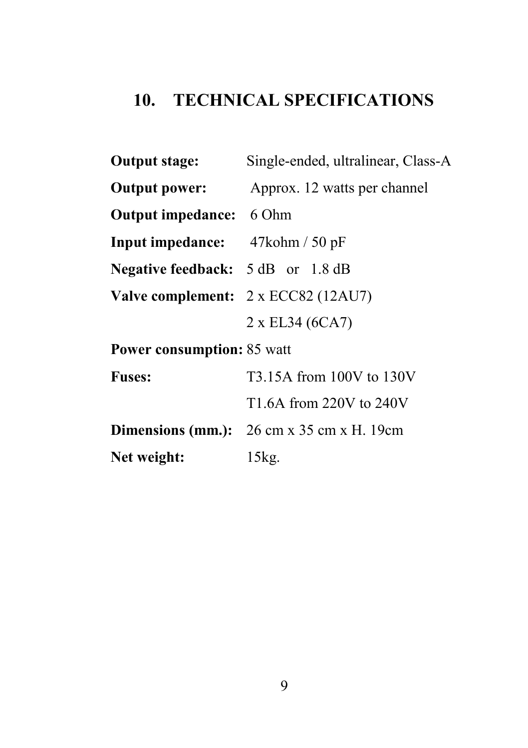## 10. TECHNICAL SPECIFICATIONS

**Output stage:** Single-ended, ultralinear, Class-A

**Output power:** Approx. 12 watts per channel

**Output impedance:** 6 Ohm

**Input impedance:** 47kohm / 50 pF

**Negative feedback:** 5 dB or 1.8 dB

**Valve complement:** 2 x ECC82 (12AU7)
2 x EL34 (6CA7)

**Power consumption:** 85 watt

**Fuses:** T3.15A from 100V to 130V
T1.6A from 220V to 240V

**Dimensions (mm.):** 26 cm x 35 cm x H. 19cm

**Net weight:** 15kg.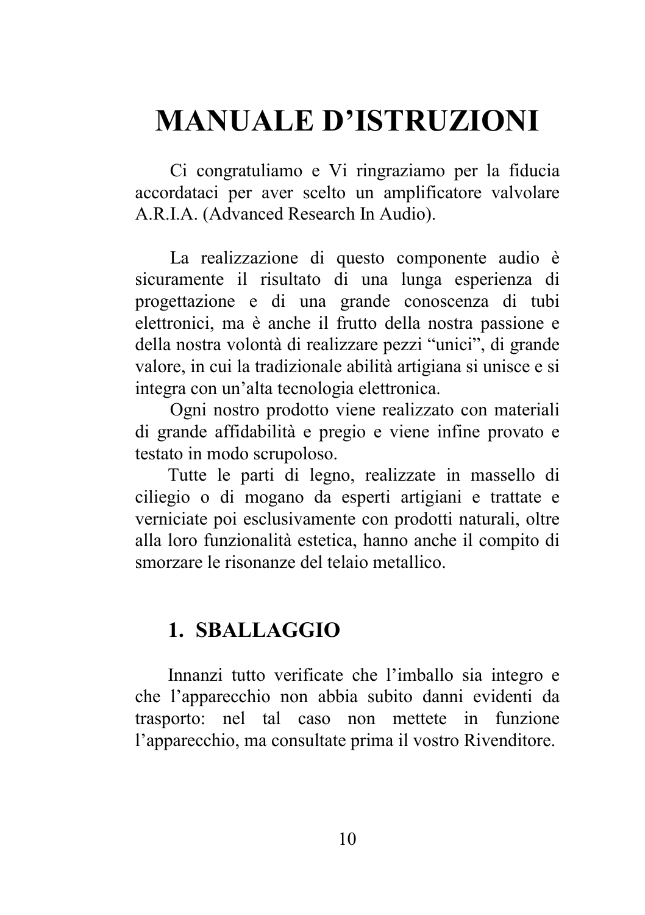# MANUALE D'ISTRUZIONI

Ci congratuliamo e Vi ringraziamo per la fiducia accordataci per aver scelto un amplificatore valvolare A.R.I.A. (Advanced Research In Audio).

La realizzazione di questo componente audio è sicuramente il risultato di una lunga esperienza di progettazione e di una grande conoscenza di tubi elettronici, ma è anche il frutto della nostra passione e della nostra volontà di realizzare pezzi "unici", di grande valore, in cui la tradizionale abilità artigiana si unisce e si integra con un'alta tecnologia elettronica.

Ogni nostro prodotto viene realizzato con materiali di grande affidabilità e pregio e viene infine provato e testato in modo scrupoloso.

Tutte le parti di legno, realizzate in massello di ciliegio o di mogano da esperti artigiani e trattate e verniciate poi esclusivamente con prodotti naturali, oltre alla loro funzionalità estetica, hanno anche il compito di smorzare le risonanze del telaio metallico.

## 1. SBALLAGGIO

Innanzi tutto verificate che l'imballo sia integro e che l'apparecchio non abbia subito danni evidenti da trasporto: nel tal caso non mettete in funzione l'apparecchio, ma consultate prima il vostro Rivenditore.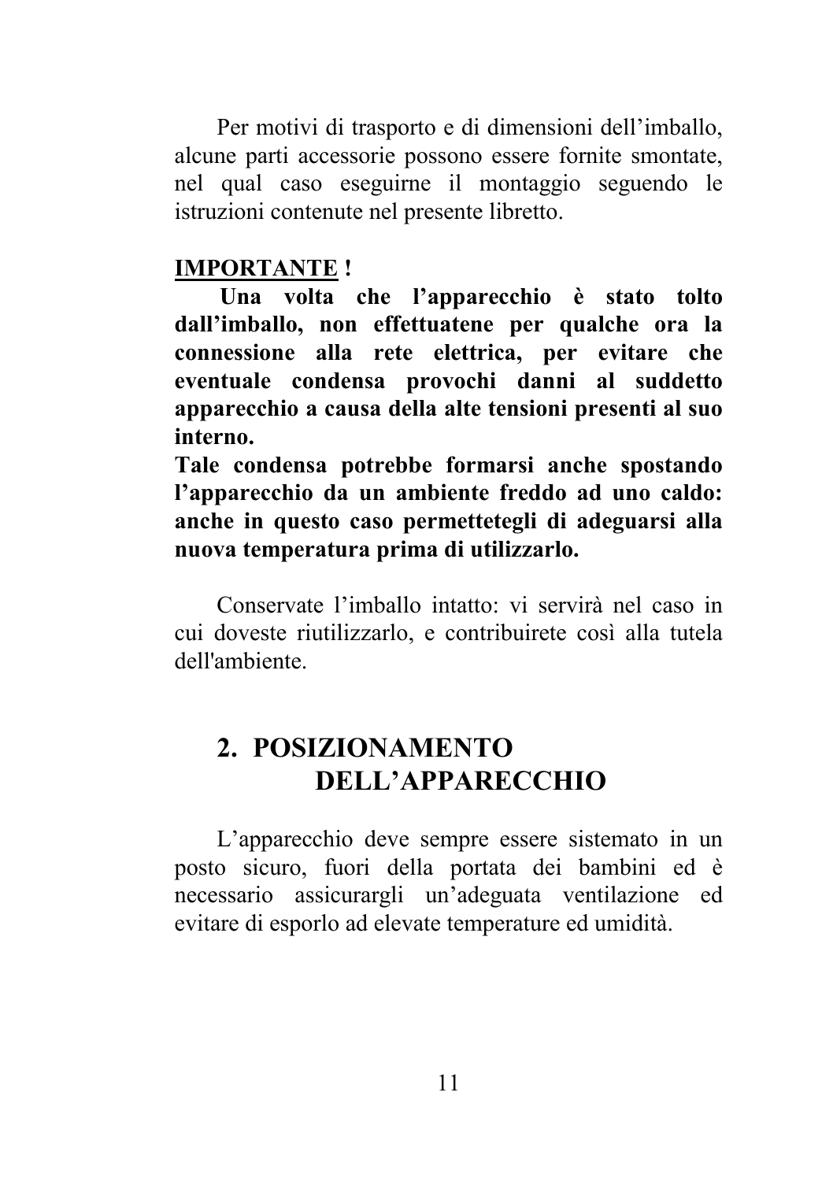Per motivi di trasporto e di dimensioni dell'imballo, alcune parti accessorie possono essere fornite smontate, nel qual caso eseguirne il montaggio seguendo le istruzioni contenute nel presente libretto.

**IMPORTANTE !**

**Una volta che l'apparecchio è stato tolto dall'imballo, non effettuatene per qualche ora la connessione alla rete elettrica, per evitare che eventuale condensa provochi danni al suddetto apparecchio a causa della alte tensioni presenti al suo interno.**
**Tale condensa potrebbe formarsi anche spostando l'apparecchio da un ambiente freddo ad uno caldo: anche in questo caso permettetegli di adeguarsi alla nuova temperatura prima di utilizzarlo.**

Conservate l'imballo intatto: vi servirà nel caso in cui doveste riutilizzarlo, e contribuirete così alla tutela dell'ambiente.

## 2. POSIZIONAMENTO DELL'APPARECCHIO

L'apparecchio deve sempre essere sistemato in un posto sicuro, fuori della portata dei bambini ed è necessario assicurargli un'adeguata ventilazione ed evitare di esporlo ad elevate temperature ed umidità.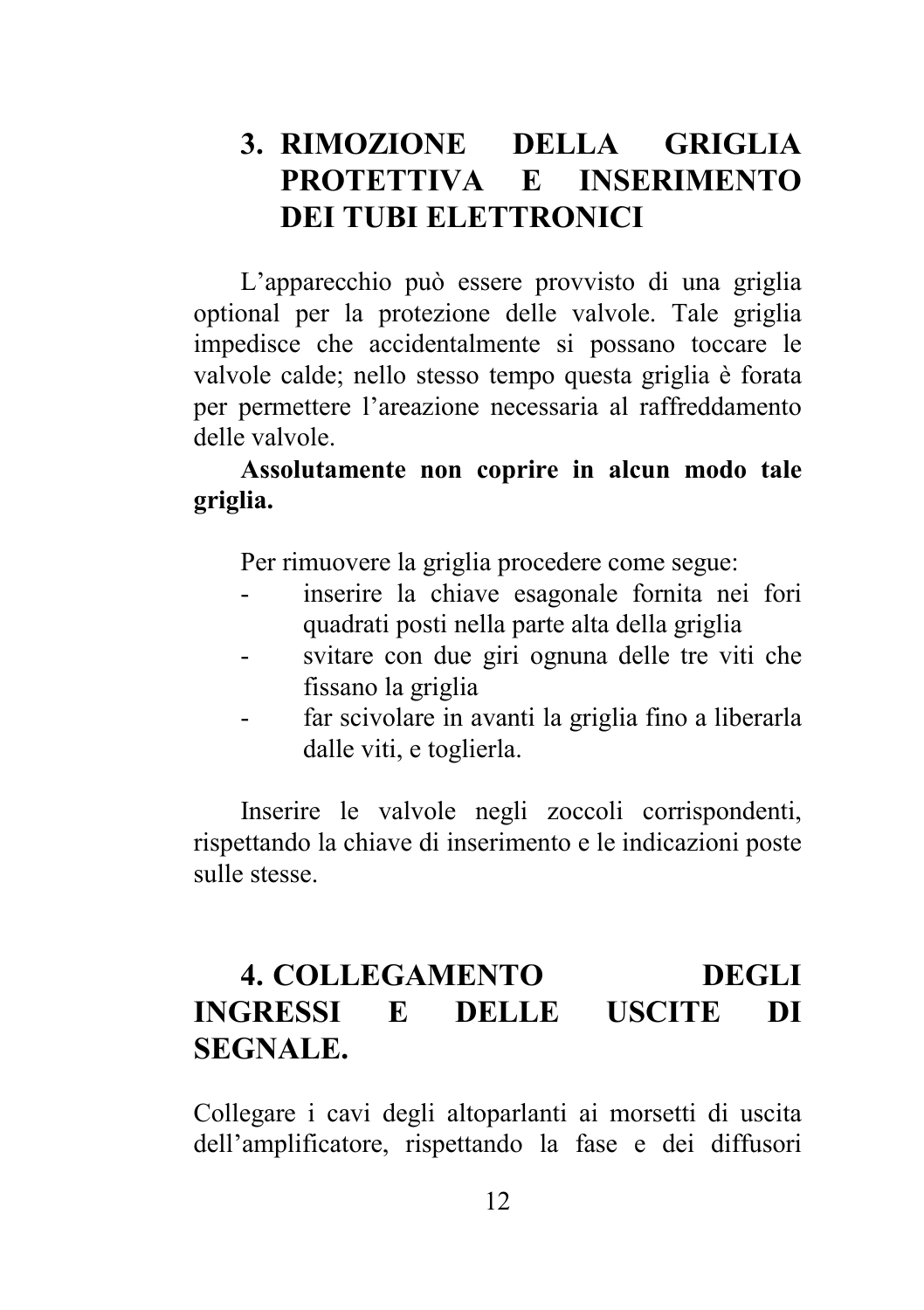## 3. RIMOZIONE DELLA GRIGLIA PROTETTIVA E INSERIMENTO DEI TUBI ELETTRONICI

L'apparecchio può essere provvisto di una griglia optional per la protezione delle valvole. Tale griglia impedisce che accidentalmente si possano toccare le valvole calde; nello stesso tempo questa griglia è forata per permettere l'areazione necessaria al raffreddamento delle valvole.

**Assolutamente non coprire in alcun modo tale griglia.**

Per rimuovere la griglia procedere come segue:

- inserire la chiave esagonale fornita nei fori quadrati posti nella parte alta della griglia
- svitare con due giri ognuna delle tre viti che fissano la griglia
- far scivolare in avanti la griglia fino a liberarla dalle viti, e toglierla.

Inserire le valvole negli zoccoli corrispondenti, rispettando la chiave di inserimento e le indicazioni poste sulle stesse.

## 4. COLLEGAMENTO DEGLI INGRESSI E DELLE USCITE DI SEGNALE.

Collegare i cavi degli altoparlanti ai morsetti di uscita dell'amplificatore, rispettando la fase e dei diffusori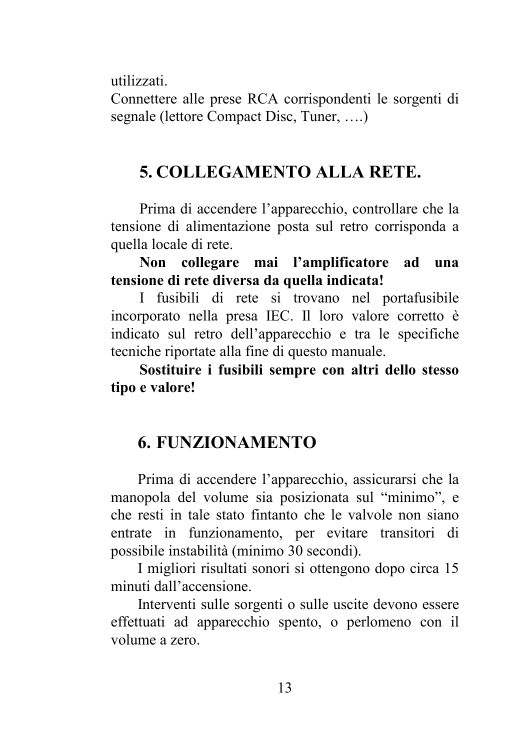utilizzati.
Connettere alle prese RCA corrispondenti le sorgenti di segnale (lettore Compact Disc, Tuner, ….)

## 5. COLLEGAMENTO ALLA RETE.

Prima di accendere l'apparecchio, controllare che la tensione di alimentazione posta sul retro corrisponda a quella locale di rete.

**Non collegare mai l'amplificatore ad una tensione di rete diversa da quella indicata!**

I fusibili di rete si trovano nel portafusibile incorporato nella presa IEC. Il loro valore corretto è indicato sul retro dell'apparecchio e tra le specifiche tecniche riportate alla fine di questo manuale.

**Sostituire i fusibili sempre con altri dello stesso tipo e valore!**

## 6. FUNZIONAMENTO

Prima di accendere l'apparecchio, assicurarsi che la manopola del volume sia posizionata sul "minimo", e che resti in tale stato fintanto che le valvole non siano entrate in funzionamento, per evitare transitori di possibile instabilità (minimo 30 secondi).

I migliori risultati sonori si ottengono dopo circa 15 minuti dall'accensione.

Interventi sulle sorgenti o sulle uscite devono essere effettuati ad apparecchio spento, o perlomeno con il volume a zero.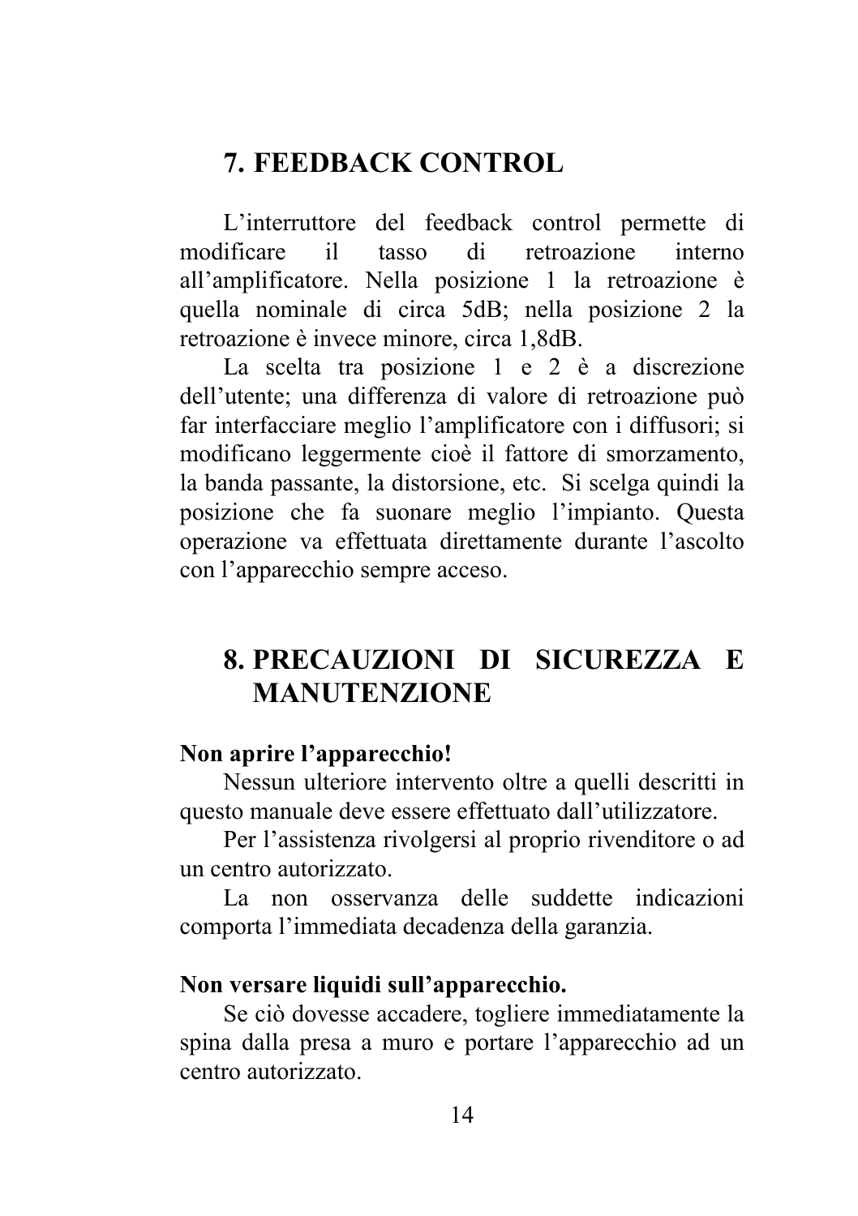## 7. FEEDBACK CONTROL

L'interruttore del feedback control permette di modificare il tasso di retroazione interno all'amplificatore. Nella posizione 1 la retroazione è quella nominale di circa 5dB; nella posizione 2 la retroazione è invece minore, circa 1,8dB.

La scelta tra posizione 1 e 2 è a discrezione dell'utente; una differenza di valore di retroazione può far interfacciare meglio l'amplificatore con i diffusori; si modificano leggermente cioè il fattore di smorzamento, la banda passante, la distorsione, etc. Si scelga quindi la posizione che fa suonare meglio l'impianto. Questa operazione va effettuata direttamente durante l'ascolto con l'apparecchio sempre acceso.

## 8. PRECAUZIONI DI SICUREZZA E MANUTENZIONE

**Non aprire l'apparecchio!**

Nessun ulteriore intervento oltre a quelli descritti in questo manuale deve essere effettuato dall'utilizzatore.

Per l'assistenza rivolgersi al proprio rivenditore o ad un centro autorizzato.

La non osservanza delle suddette indicazioni comporta l'immediata decadenza della garanzia.

**Non versare liquidi sull'apparecchio.**

Se ciò dovesse accadere, togliere immediatamente la spina dalla presa a muro e portare l'apparecchio ad un centro autorizzato.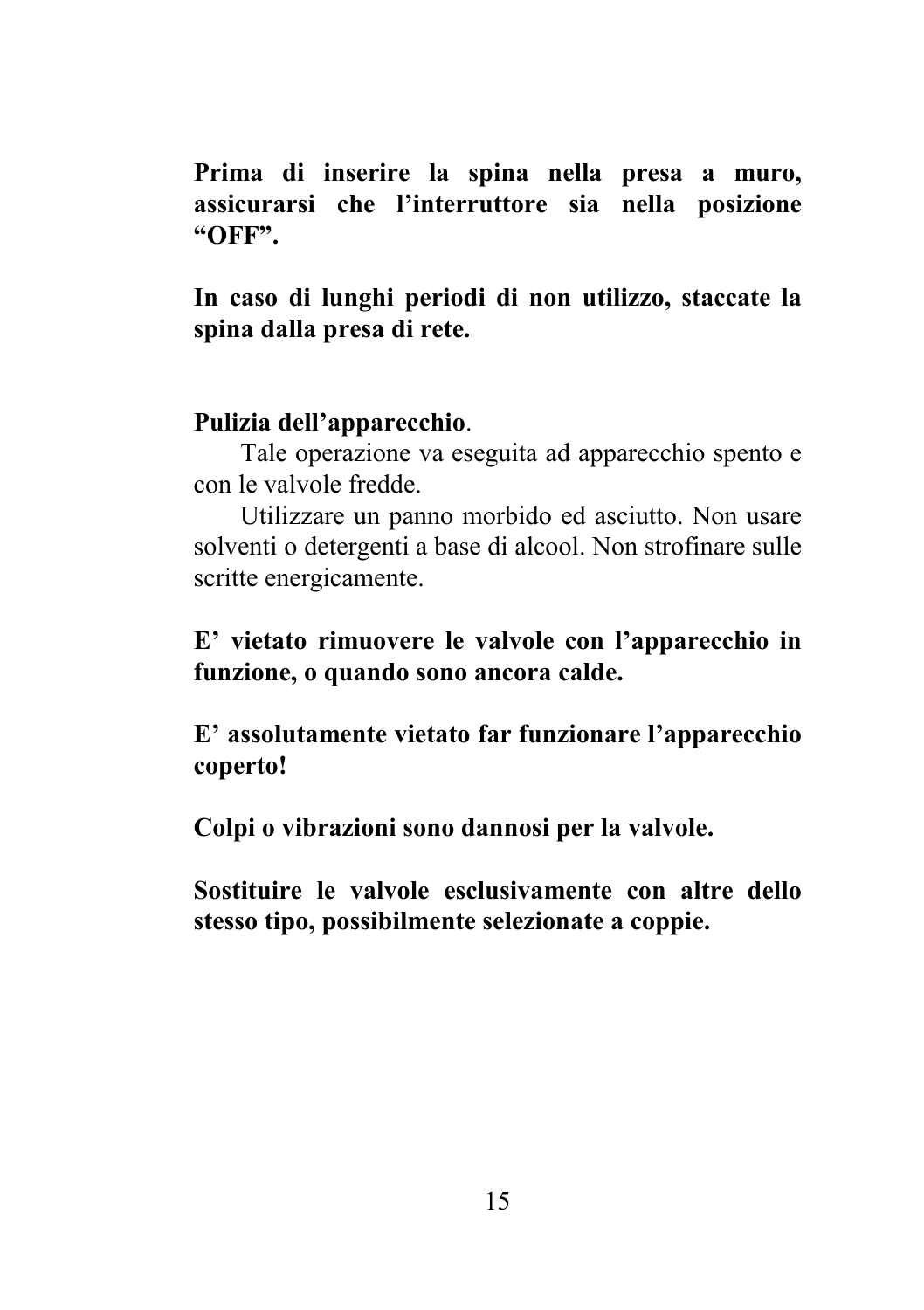**Prima di inserire la spina nella presa a muro, assicurarsi che l'interruttore sia nella posizione "OFF".**

**In caso di lunghi periodi di non utilizzo, staccate la spina dalla presa di rete.**

**Pulizia dell'apparecchio**.

Tale operazione va eseguita ad apparecchio spento e con le valvole fredde.

Utilizzare un panno morbido ed asciutto. Non usare solventi o detergenti a base di alcool. Non strofinare sulle scritte energicamente.

**E' vietato rimuovere le valvole con l'apparecchio in funzione, o quando sono ancora calde.**

**E' assolutamente vietato far funzionare l'apparecchio coperto!**

**Colpi o vibrazioni sono dannosi per la valvole.**

**Sostituire le valvole esclusivamente con altre dello stesso tipo, possibilmente selezionate a coppie.**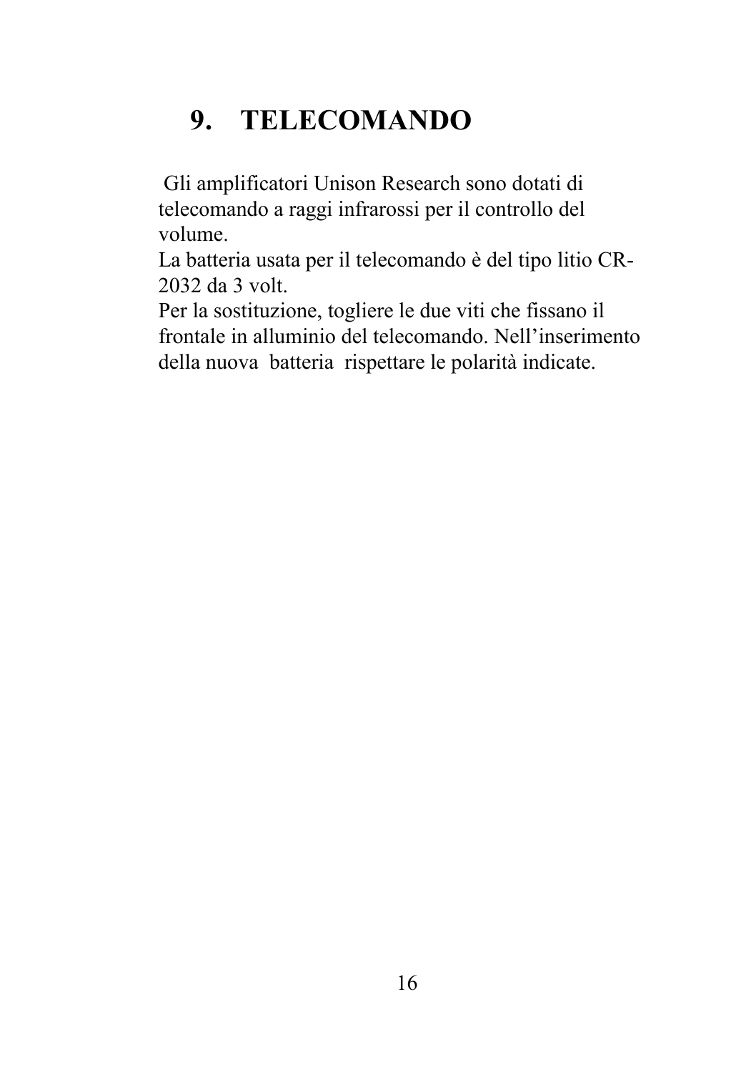# 9. TELECOMANDO

Gli amplificatori Unison Research sono dotati di telecomando a raggi infrarossi per il controllo del volume.
La batteria usata per il telecomando è del tipo litio CR-2032 da 3 volt.
Per la sostituzione, togliere le due viti che fissano il frontale in alluminio del telecomando. Nell'inserimento della nuova batteria rispettare le polarità indicate.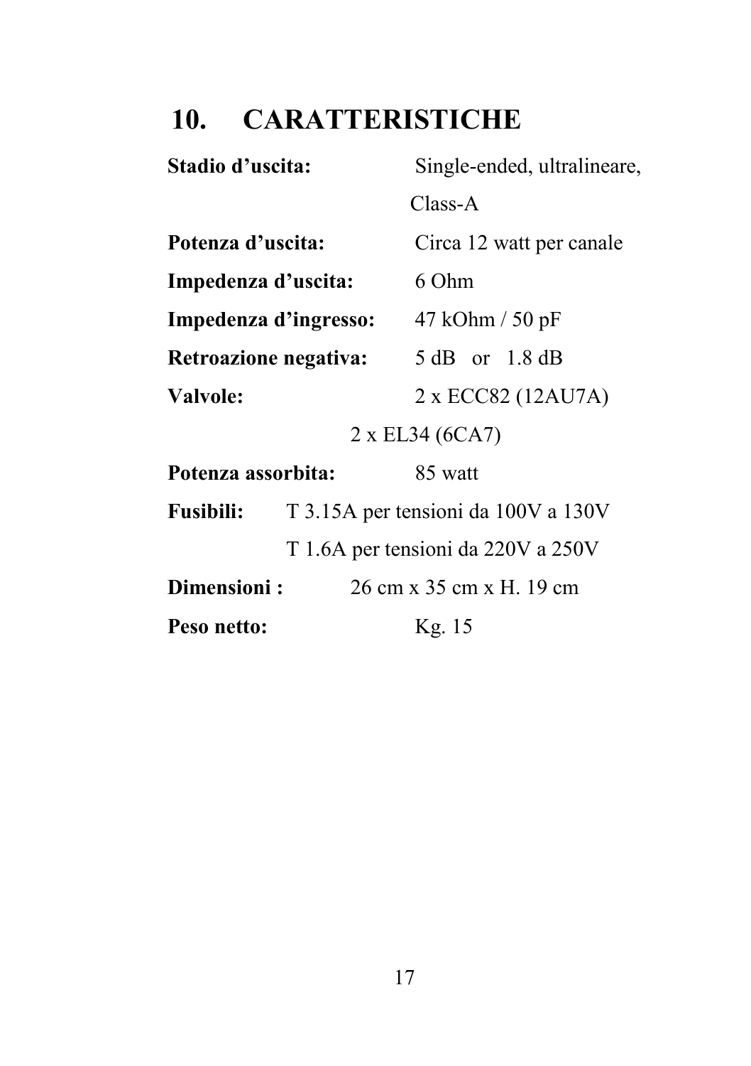## 10. CARATTERISTICHE

**Stadio d'uscita:** Single-ended, ultralineare, Class-A

**Potenza d'uscita:** Circa 12 watt per canale

**Impedenza d'uscita:** 6 Ohm

**Impedenza d'ingresso:** 47 kOhm / 50 pF

**Retroazione negativa:** 5 dB or 1.8 dB

**Valvole:** 2 x ECC82 (12AU7A)
2 x EL34 (6CA7)

**Potenza assorbita:** 85 watt

**Fusibili:** T 3.15A per tensioni da 100V a 130V
T 1.6A per tensioni da 220V a 250V

**Dimensioni :** 26 cm x 35 cm x H. 19 cm

**Peso netto:** Kg. 15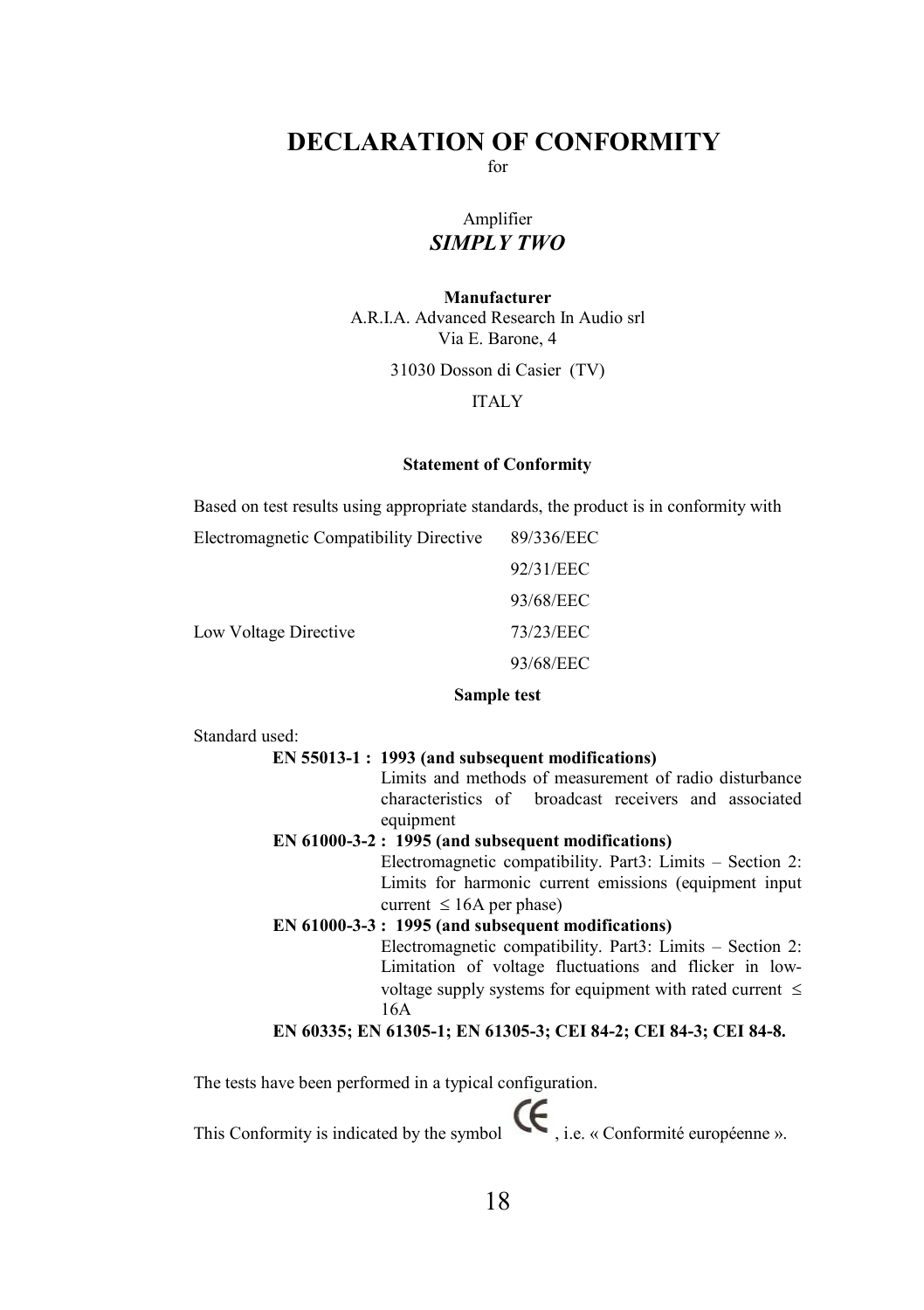# DECLARATION OF CONFORMITY

for

Amplifier

***SIMPLY TWO***

**Manufacturer**

A.R.I.A. Advanced Research In Audio srl
Via E. Barone, 4

31030 Dosson di Casier (TV)

ITALY

### Statement of Conformity

Based on test results using appropriate standards, the product is in conformity with

| | |
|---|---|
| Electromagnetic Compatibility Directive | 89/336/EEC |
| | 92/31/EEC |
| | 93/68/EEC |
| Low Voltage Directive | 73/23/EEC |
| | 93/68/EEC |

### Sample test

Standard used:

**EN 55013-1 : 1993 (and subsequent modifications)**
Limits and methods of measurement of radio disturbance characteristics of broadcast receivers and associated equipment

**EN 61000-3-2 : 1995 (and subsequent modifications)**
Electromagnetic compatibility. Part3: Limits – Section 2: Limits for harmonic current emissions (equipment input current ≤ 16A per phase)

**EN 61000-3-3 : 1995 (and subsequent modifications)**
Electromagnetic compatibility. Part3: Limits – Section 2: Limitation of voltage fluctuations and flicker in low-voltage supply systems for equipment with rated current ≤ 16A

**EN 60335; EN 61305-1; EN 61305-3; CEI 84-2; CEI 84-3; CEI 84-8.**

The tests have been performed in a typical configuration.

This Conformity is indicated by the symbol CE, i.e. « Conformité européenne ».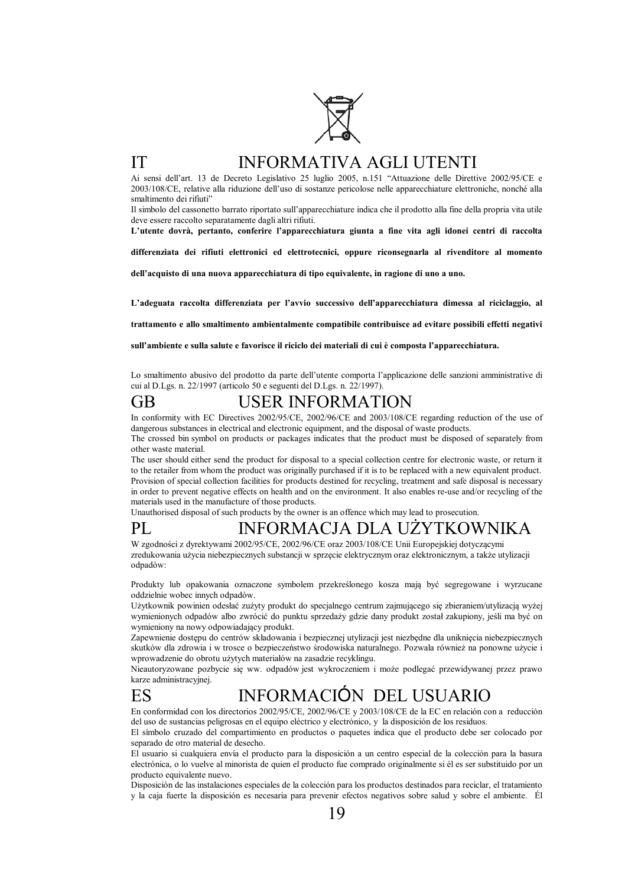## IT INFORMATIVA AGLI UTENTI

Ai sensi dell'art. 13 de Decreto Legislativo 25 luglio 2005, n.151 "Attuazione delle Direttive 2002/95/CE e 2003/108/CE, relative alla riduzione dell'uso di sostanze pericolose nelle apparecchiature elettroniche, nonché alla smaltimento dei rifiuti"

Il simbolo del cassonetto barrato riportato sull'apparecchiature indica che il prodotto alla fine della propria vita utile deve essere raccolto separatamente dagli altri rifiuti.

**L'utente dovrà, pertanto, conferire l'apparecchiatura giunta a fine vita agli idonei centri di raccolta differenziata dei rifiuti elettronici ed elettrotecnici, oppure riconsegnarla al rivenditore al momento dell'acquisto di una nuova apparecchiatura di tipo equivalente, in ragione di uno a uno.**

**L'adeguata raccolta differenziata per l'avvio successivo dell'apparecchiatura dimessa al riciclaggio, al trattamento e allo smaltimento ambientalmente compatibile contribuisce ad evitare possibili effetti negativi sull'ambiente e sulla salute e favorisce il riciclo dei materiali di cui è composta l'apparecchiatura.**

Lo smaltimento abusivo del prodotto da parte dell'utente comporta l'applicazione delle sanzioni amministrative di cui al D.Lgs. n. 22/1997 (articolo 50 e seguenti del D.Lgs. n. 22/1997).

## GB USER INFORMATION

In conformity with EC Directives 2002/95/CE, 2002/96/CE and 2003/108/CE regarding reduction of the use of dangerous substances in electrical and electronic equipment, and the disposal of waste products.

The crossed bin symbol on products or packages indicates that the product must be disposed of separately from other waste material.

The user should either send the product for disposal to a special collection centre for electronic waste, or return it to the retailer from whom the product was originally purchased if it is to be replaced with a new equivalent product.

Provision of special collection facilities for products destined for recycling, treatment and safe disposal is necessary in order to prevent negative effects on health and on the environment. It also enables re-use and/or recycling of the materials used in the manufacture of those products.

Unauthorised disposal of such products by the owner is an offence which may lead to prosecution.

## PL INFORMACJA DLA UŻYTKOWNIKA

W zgodności z dyrektywami 2002/95/CE, 2002/96/CE oraz 2003/108/CE Unii Europejskiej dotyczącymi zredukowania użycia niebezpiecznych substancji w sprzęcie elektrycznym oraz elektronicznym, a także utylizacji odpadów:

Produkty lub opakowania oznaczone symbolem przekreślonego kosza mają być segregowane i wyrzucane oddzielnie wobec innych odpadów.

Użytkownik powinien odesłać zużyty produkt do specjalnego centrum zajmującego się zbieraniem/utylizacją wyżej wymienionych odpadów albo zwrócić do punktu sprzedaży gdzie dany produkt został zakupiony, jeśli ma być on wymieniony na nowy odpowiadający produkt.

Zapewnienie dostępu do centrów składowania i bezpiecznej utylizacji jest niezbędne dla uniknięcia niebezpiecznych skutków dla zdrowia i w trosce o bezpieczeństwo środowiska naturalnego. Pozwala również na ponowne użycie i wprowadzenie do obrotu użytych materiałów na zasadzie recyklingu.

Nieautoryzowane pozbycie się ww. odpadów jest wykroczeniem i może podlegać przewidywanej przez prawo karze administracyjnej.

## ES INFORMACIÓN DEL USUARIO

En conformidad con los directorios 2002/95/CE, 2002/96/CE y 2003/108/CE de la EC en relación con a reducción del uso de sustancias peligrosas en el equipo eléctrico y electrónico, y la disposición de los residuos.

El símbolo cruzado del compartimiento en productos o paquetes indica que el producto debe ser colocado por separado de otro material de desecho.

El usuario si cualquiera envía el producto para la disposición a un centro especial de la colección para la basura electrónica, o lo vuelve al minorista de quien el producto fue comprado originalmente si él es ser substituido por un producto equivalente nuevo.

Disposición de las instalaciones especiales de la colección para los productos destinados para reciclar, el tratamiento y la caja fuerte la disposición es necesaria para prevenir efectos negativos sobre salud y sobre el ambiente. Él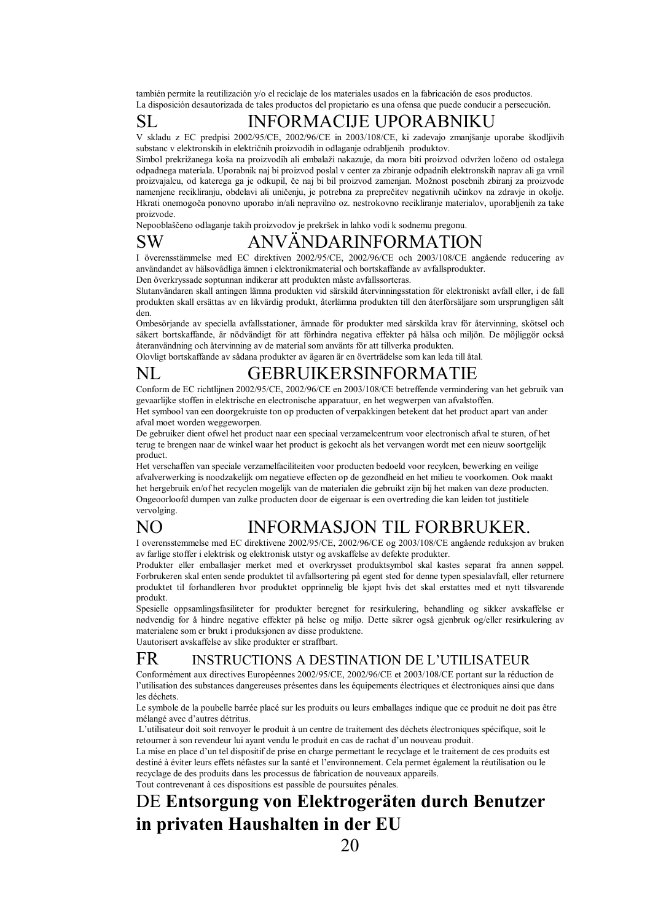también permite la reutilización y/o el reciclaje de los materiales usados en la fabricación de esos productos.
La disposición desautorizada de tales productos del propietario es una ofensa que puede conducir a persecución.

## SL INFORMACIJE UPORABNIKU

V skladu z EC predpisi 2002/95/CE, 2002/96/CE in 2003/108/CE, ki zadevajo zmanjšanje uporabe škodljivih substanc v elektronskih in električnih proizvodih in odlaganje odrabljenih produktov.
Simbol prekrižanega koša na proizvodih ali embalaži nakazuje, da mora biti proizvod odvržen ločeno od ostalega odpadnega materiala. Uporabnik naj bi proizvod poslal v center za zbiranje odpadnih elektronskih naprav ali ga vrnil proizvajalcu, od katerega ga je odkupil, če naj bi bil proizvod zamenjan. Možnost posebnih zbiranj za proizvode namenjene recikliranju, obdelavi ali uničenju, je potrebna za preprečitev negativnih učinkov na zdravje in okolje. Hkrati onemogoča ponovno uporabo in/ali nepravilno oz. nestrokovno recikliranje materialov, uporabljenih za take proizvode.
Nepooblaščeno odlaganje takih proizvodov je prekršek in lahko vodi k sodnemu pregonu.

## SW ANVÄNDARINFORMATION

I överensstämmelse med EC direktiven 2002/95/CE, 2002/96/CE och 2003/108/CE angående reducering av användandet av hälsovådliga ämnen i elektronikmaterial och bortskaffande av avfallsprodukter.
Den överkryssade soptunnan indikerar att produkten måste avfallssorteras.
Slutanvändaren skall antingen lämna produkten vid särskild återvinningsstation för elektroniskt avfall eller, i de fall produkten skall ersättas av en likvärdig produkt, återlämna produkten till den återförsäljare som ursprungligen sålt den.
Ombesörjande av speciella avfallsstationer, ämnade för produkter med särskilda krav för återvinning, skötsel och säkert bortskaffande, är nödvändigt för att förhindra negativa effekter på hälsa och miljön. De möjliggör också återanvändning och återvinning av de material som använts för att tillverka produkten.
Olovligt bortskaffande av sådana produkter av ägaren är en överträdelse som kan leda till åtal.

## NL GEBRUIKERSINFORMATIE

Conform de EC richtlijnen 2002/95/CE, 2002/96/CE en 2003/108/CE betreffende vermindering van het gebruik van gevaarlijke stoffen in elektrische en electronische apparatuur, en het wegwerpen van afvalstoffen.
Het symbool van een doorgekruiste ton op producten of verpakkingen betekent dat het product apart van ander afval moet worden weggeworpen.
De gebruiker dient ofwel het product naar een speciaal verzamelcentrum voor electronisch afval te sturen, of het terug te brengen naar de winkel waar het product is gekocht als het vervangen wordt met een nieuw soortgelijk product.
Het verschaffen van speciale verzamelfaciliteiten voor producten bedoeld voor recylcen, bewerking en veilige afvalverwerking is noodzakelijk om negatieve effecten op de gezondheid en het milieu te voorkomen. Ook maakt het hergebruik en/of het recyclen mogelijk van de materialen die gebruikt zijn bij het maken van deze producten.
Ongeoorloofd dumpen van zulke producten door de eigenaar is een overtreding die kan leiden tot justitiele vervolging.

## NO INFORMASJON TIL FORBRUKER.

I overensstemmelse med EC direktivene 2002/95/CE, 2002/96/CE og 2003/108/CE angående reduksjon av bruken av farlige stoffer i elektrisk og elektronisk utstyr og avskaffelse av defekte produkter.
Produkter eller emballasjer merket med et overkrysset produktsymbol skal kastes separat fra annen søppel. Forbrukeren skal enten sende produktet til avfallsortering på egent sted for denne typen spesialavfall, eller returnere produktet til forhandleren hvor produktet opprinnelig ble kjøpt hvis det skal erstattes med et nytt tilsvarende produkt.
Spesielle oppsamlingsfasiliteter for produkter beregnet for resirkulering, behandling og sikker avskaffelse er nødvendig for å hindre negative effekter på helse og miljø. Dette sikrer også gjenbruk og/eller resirkulering av materialene som er brukt i produksjonen av disse produktene.
Uautorisert avskaffelse av slike produkter er straffbart.

## FR INSTRUCTIONS A DESTINATION DE L'UTILISATEUR

Conformément aux directives Européennes 2002/95/CE, 2002/96/CE et 2003/108/CE portant sur la réduction de l'utilisation des substances dangereuses présentes dans les équipements électriques et électroniques ainsi que dans les déchets.
Le symbole de la poubelle barrée placé sur les produits ou leurs emballages indique que ce produit ne doit pas être mélangé avec d'autres détritus.
L'utilisateur doit soit renvoyer le produit à un centre de traitement des déchets électroniques spécifique, soit le retourner à son revendeur lui ayant vendu le produit en cas de rachat d'un nouveau produit.
La mise en place d'un tel dispositif de prise en charge permettant le recyclage et le traitement de ces produits est destiné à éviter leurs effets néfastes sur la santé et l'environnement. Cela permet également la réutilisation ou le recyclage de des produits dans les processus de fabrication de nouveaux appareils.
Tout contrevenant à ces dispositions est passible de poursuites pénales.

## DE **Entsorgung von Elektrogeräten durch Benutzer in privaten Haushalten in der EU**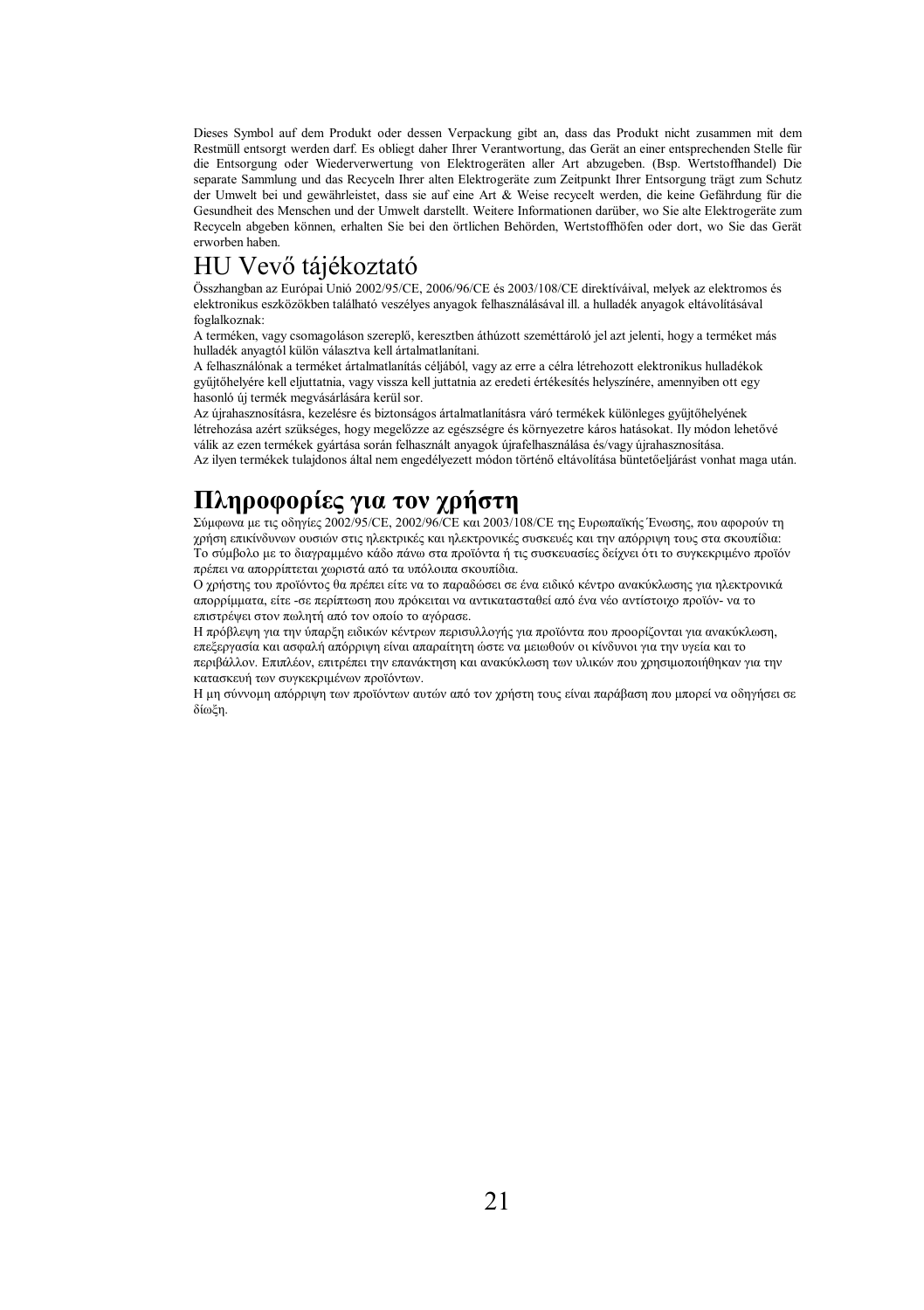Dieses Symbol auf dem Produkt oder dessen Verpackung gibt an, dass das Produkt nicht zusammen mit dem Restmüll entsorgt werden darf. Es obliegt daher Ihrer Verantwortung, das Gerät an einer entsprechenden Stelle für die Entsorgung oder Wiederverwertung von Elektrogeräten aller Art abzugeben. (Bsp. Wertstoffhandel) Die separate Sammlung und das Recyceln Ihrer alten Elektrogeräte zum Zeitpunkt Ihrer Entsorgung trägt zum Schutz der Umwelt bei und gewährleistet, dass sie auf eine Art & Weise recycelt werden, die keine Gefährdung für die Gesundheit des Menschen und der Umwelt darstellt. Weitere Informationen darüber, wo Sie alte Elektrogeräte zum Recyceln abgeben können, erhalten Sie bei den örtlichen Behörden, Wertstoffhöfen oder dort, wo Sie das Gerät erworben haben.

# HU Vevő tájékoztató

Összhangban az Európai Unió 2002/95/CE, 2006/96/CE és 2003/108/CE direktíváival, melyek az elektromos és elektronikus eszközökben található veszélyes anyagok felhasználásával ill. a hulladék anyagok eltávolításával foglalkoznak:
A terméken, vagy csomagoláson szereplő, keresztben áthúzott szeméttároló jel azt jelenti, hogy a terméket más hulladék anyagtól külön választva kell ártalmatlanítani.
A felhasználónak a terméket ártalmatlanítás céljából, vagy az erre a célra létrehozott elektronikus hulladékok gyűjtőhelyére kell eljuttatnia, vagy vissza kell juttatnia az eredeti értékesítés helyszínére, amennyiben ott egy hasonló új termék megvásárlására kerül sor.
Az újrahasznosításra, kezelésre és biztonságos ártalmatlanításra váró termékek különleges gyűjtőhelyének létrehozása azért szükséges, hogy megelőzze az egészségre és környezetre káros hatásokat. Ily módon lehetővé válik az ezen termékek gyártása során felhasznált anyagok újrafelhasználása és/vagy újrahasznosítása.
Az ilyen termékek tulajdonos által nem engedélyezett módon történő eltávolítása büntetőeljárást vonhat maga után.

# Πληροφορίες για τον χρήστη

Σύμφωνα με τις οδηγίες 2002/95/CE, 2002/96/CE και 2003/108/CE της Ευρωπαϊκής Ένωσης, που αφορούν τη χρήση επικίνδυνων ουσιών στις ηλεκτρικές και ηλεκτρονικές συσκευές και την απόρριψη τους στα σκουπίδια:
Το σύμβολο με το διαγραμμένο κάδο πάνω στα προϊόντα ή τις συσκευασίες δείχνει ότι το συγκεκριμένο προϊόν πρέπει να απορρίπτεται χωριστά από τα υπόλοιπα σκουπίδια.
Ο χρήστης του προϊόντος θα πρέπει είτε να το παραδώσει σε ένα ειδικό κέντρο ανακύκλωσης για ηλεκτρονικά απορρίμματα, είτε -σε περίπτωση που πρόκειται να αντικατασταθεί από ένα νέο αντίστοιχο προϊόν- να το επιστρέψει στον πωλητή από τον οποίο το αγόρασε.
Η πρόβλεψη για την ύπαρξη ειδικών κέντρων περισυλλογής για προϊόντα που προορίζονται για ανακύκλωση, επεξεργασία και ασφαλή απόρριψη είναι απαραίτητη ώστε να μειωθούν οι κίνδυνοι για την υγεία και το περιβάλλον. Επιπλέον, επιτρέπει την επανάκτηση και ανακύκλωση των υλικών που χρησιμοποιήθηκαν για την κατασκευή των συγκεκριμένων προϊόντων.
Η μη σύννομη απόρριψη των προϊόντων αυτών από τον χρήστη τους είναι παράβαση που μπορεί να οδηγήσει σε δίωξη.